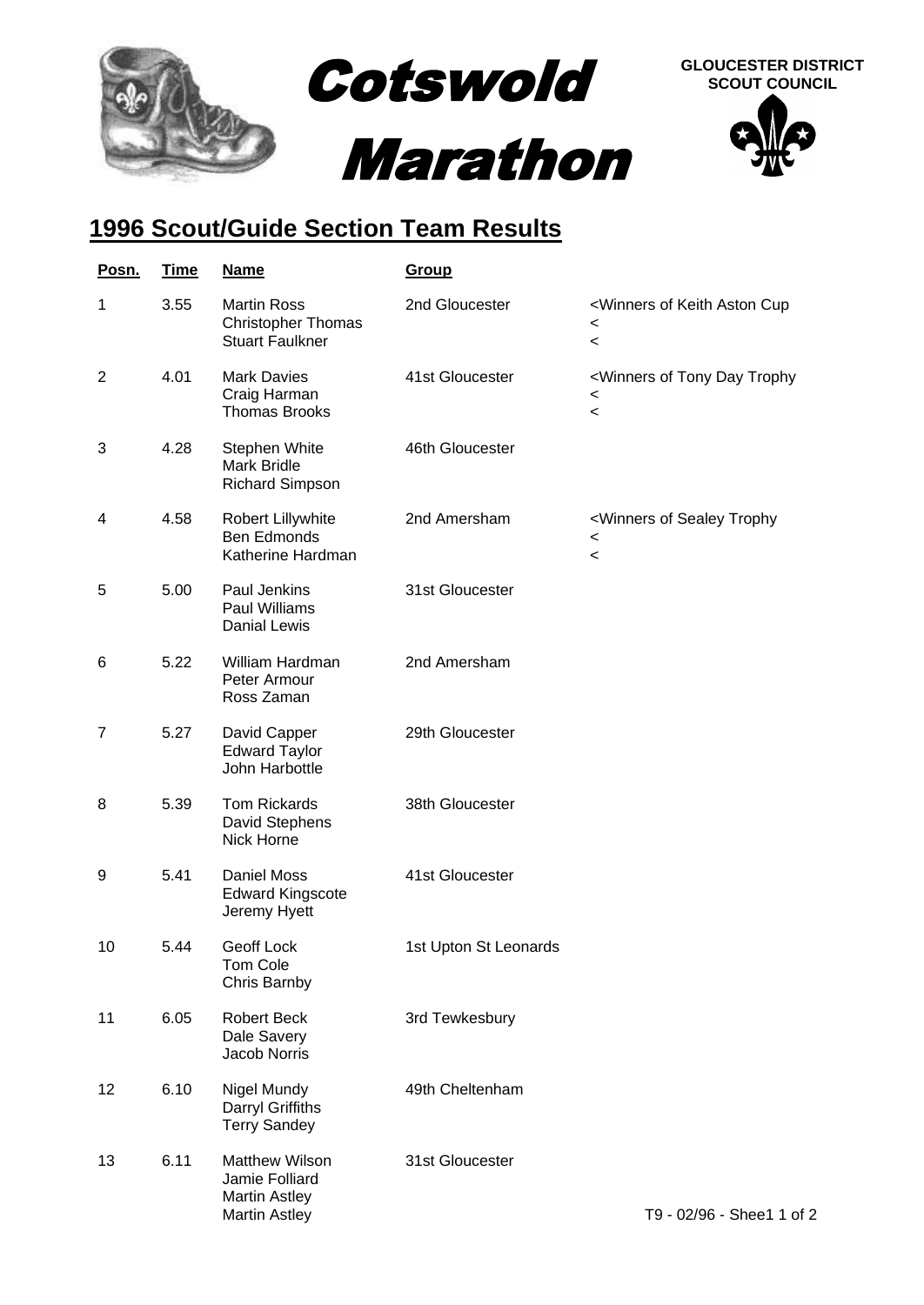# Cotswold Marathon

**GLOUCESTER DISTRICT SCOUT COUNCIL**

## 1996 Scout/Guide Section Team Results

| Posn. | Time | Name | Group | |
|---|---|---|---|---|
| 1 | 3.55 | Martin Ross<br>Christopher Thomas<br>Stuart Faulkner | 2nd Gloucester | <Winners of Keith Aston Cup<br><<br>< |
| 2 | 4.01 | Mark Davies<br>Craig Harman<br>Thomas Brooks | 41st Gloucester | <Winners of Tony Day Trophy<br><<br>< |
| 3 | 4.28 | Stephen White<br>Mark Bridle<br>Richard Simpson | 46th Gloucester | |
| 4 | 4.58 | Robert Lillywhite<br>Ben Edmonds<br>Katherine Hardman | 2nd Amersham | <Winners of Sealey Trophy<br><<br>< |
| 5 | 5.00 | Paul Jenkins<br>Paul Williams<br>Danial Lewis | 31st Gloucester | |
| 6 | 5.22 | William Hardman<br>Peter Armour<br>Ross Zaman | 2nd Amersham | |
| 7 | 5.27 | David Capper<br>Edward Taylor<br>John Harbottle | 29th Gloucester | |
| 8 | 5.39 | Tom Rickards<br>David Stephens<br>Nick Horne | 38th Gloucester | |
| 9 | 5.41 | Daniel Moss<br>Edward Kingscote<br>Jeremy Hyett | 41st Gloucester | |
| 10 | 5.44 | Geoff Lock<br>Tom Cole<br>Chris Barnby | 1st Upton St Leonards | |
| 11 | 6.05 | Robert Beck<br>Dale Savery<br>Jacob Norris | 3rd Tewkesbury | |
| 12 | 6.10 | Nigel Mundy<br>Darryl Griffiths<br>Terry Sandey | 49th Cheltenham | |
| 13 | 6.11 | Matthew Wilson<br>Jamie Folliard<br>Martin Astley<br>Martin Astley | 31st Gloucester | |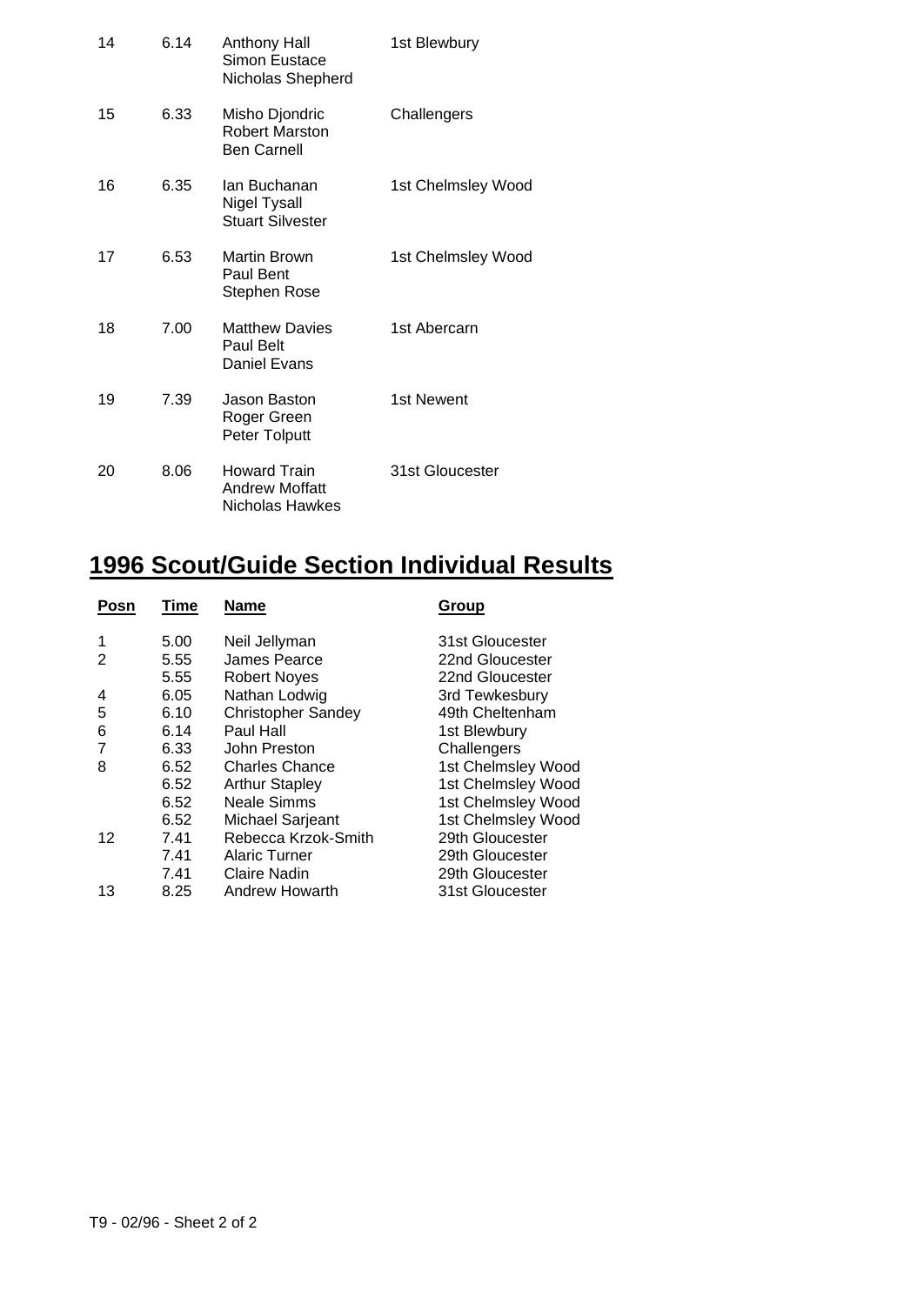| | | | |
|---|---|---|---|
| 14 | 6.14 | Anthony Hall<br>Simon Eustace<br>Nicholas Shepherd | 1st Blewbury |
| 15 | 6.33 | Misho Djondric<br>Robert Marston<br>Ben Carnell | Challengers |
| 16 | 6.35 | Ian Buchanan<br>Nigel Tysall<br>Stuart Silvester | 1st Chelmsley Wood |
| 17 | 6.53 | Martin Brown<br>Paul Bent<br>Stephen Rose | 1st Chelmsley Wood |
| 18 | 7.00 | Matthew Davies<br>Paul Belt<br>Daniel Evans | 1st Abercarn |
| 19 | 7.39 | Jason Baston<br>Roger Green<br>Peter Tolputt | 1st Newent |
| 20 | 8.06 | Howard Train<br>Andrew Moffatt<br>Nicholas Hawkes | 31st Gloucester |

# 1996 Scout/Guide Section Individual Results

| Posn | Time | Name | Group |
|---|---|---|---|
| 1 | 5.00 | Neil Jellyman | 31st Gloucester |
| 2 | 5.55 | James Pearce | 22nd Gloucester |
| | 5.55 | Robert Noyes | 22nd Gloucester |
| 4 | 6.05 | Nathan Lodwig | 3rd Tewkesbury |
| 5 | 6.10 | Christopher Sandey | 49th Cheltenham |
| 6 | 6.14 | Paul Hall | 1st Blewbury |
| 7 | 6.33 | John Preston | Challengers |
| 8 | 6.52 | Charles Chance | 1st Chelmsley Wood |
| | 6.52 | Arthur Stapley | 1st Chelmsley Wood |
| | 6.52 | Neale Simms | 1st Chelmsley Wood |
| | 6.52 | Michael Sarjeant | 1st Chelmsley Wood |
| 12 | 7.41 | Rebecca Krzok-Smith | 29th Gloucester |
| | 7.41 | Alaric Turner | 29th Gloucester |
| | 7.41 | Claire Nadin | 29th Gloucester |
| 13 | 8.25 | Andrew Howarth | 31st Gloucester |

T9 - 02/96 - Sheet 2 of 2